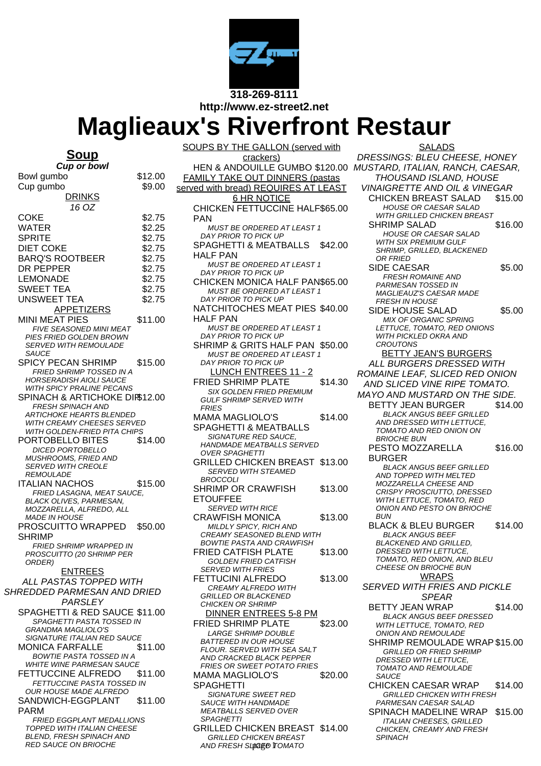318-269-8111
http://www.ez-street2.net

# Maglieaux's Riverfront Restaur

## Soup

***Cup or bowl***

| | |
|---|---|
| Bowl gumbo | $12.00 |
| Cup gumbo | $9.00 |

### DRINKS

*16 OZ*

| | |
|---|---|
| COKE | $2.75 |
| WATER | $2.25 |
| SPRITE | $2.75 |
| DIET COKE | $2.75 |
| BARQ'S ROOTBEER | $2.75 |
| DR PEPPER | $2.75 |
| LEMONADE | $2.75 |
| SWEET TEA | $2.75 |
| UNSWEET TEA | $2.75 |

### APPETIZERS

MINI MEAT PIES $11.00
*FIVE SEASONED MINI MEAT PIES FRIED GOLDEN BROWN SERVED WITH REMOULADE SAUCE*

SPICY PECAN SHRIMP $15.00
*FRIED SHRIMP TOSSED IN A HORSERADISH AIOLI SAUCE WITH SPICY PRALINE PECANS*

SPINACH & ARTICHOKE DIP $12.00
*FRESH SPINACH AND ARTICHOKE HEARTS BLENDED WITH CREAMY CHEESES SERVED WITH GOLDEN-FRIED PITA CHIPS*

PORTOBELLO BITES $14.00
*DICED PORTOBELLO MUSHROOMS, FRIED AND SERVED WITH CREOLE REMOULADE*

ITALIAN NACHOS $15.00
*FRIED LASAGNA, MEAT SAUCE, BLACK OLIVES, PARMESAN, MOZZARELLA, ALFREDO, ALL MADE IN HOUSE*

PROSCUITTO WRAPPED SHRIMP $50.00
*FRIED SHRIMP WRAPPED IN PROSCUITTO (20 SHRIMP PER ORDER)*

### ENTREES

*ALL PASTAS TOPPED WITH SHREDDED PARMESAN AND DRIED PARSLEY*

SPAGHETTI & RED SAUCE $11.00
*SPAGHETTI PASTA TOSSED IN GRANDMA MAGLIOLO'S SIGNATURE ITALIAN RED SAUCE*

MONICA FARFALLE $11.00
*BOWTIE PASTA TOSSED IN A WHITE WINE PARMESAN SAUCE*

FETTUCCINE ALFREDO $11.00
*FETTUCCINE PASTA TOSSED IN OUR HOUSE MADE ALFREDO*

SANDWICH-EGGPLANT PARM $11.00
*FRIED EGGPLANT MEDALLIONS TOPPED WITH ITALIAN CHEESE BLEND, FRESH SPINACH AND RED SAUCE ON BRIOCHE*

### SOUPS BY THE GALLON (served with crackers)

HEN & ANDOUILLE GUMBO $120.00

### FAMILY TAKE OUT DINNERS (pastas served with bread) REQUIRES AT LEAST 6 HR NOTICE

CHICKEN FETTUCCINE HALF PAN $65.00
*MUST BE ORDERED AT LEAST 1 DAY PRIOR TO PICK UP*

SPAGHETTI & MEATBALLS HALF PAN $42.00
*MUST BE ORDERED AT LEAST 1 DAY PRIOR TO PICK UP*

CHICKEN MONICA HALF PAN $65.00
*MUST BE ORDERED AT LEAST 1 DAY PRIOR TO PICK UP*

NATCHITOCHES MEAT PIES HALF PAN $40.00
*MUST BE ORDERED AT LEAST 1 DAY PRIOR TO PICK UP*

SHRIMP & GRITS HALF PAN $50.00
*MUST BE ORDERED AT LEAST 1 DAY PRIOR TO PICK UP*

### LUNCH ENTREES 11 - 2

FRIED SHRIMP PLATE $14.30
*SIX GOLDEN FRIED PREMIUM GULF SHRIMP SERVED WITH FRIES*

MAMA MAGLIOLO'S SPAGHETTI & MEATBALLS $14.00
*SIGNATURE RED SAUCE, HANDMADE MEATBALLS SERVED OVER SPAGHETTI*

GRILLED CHICKEN BREAST $13.00
*SERVED WITH STEAMED BROCCOLI*

SHRIMP OR CRAWFISH ETOUFFEE $13.00
*SERVED WITH RICE*

CRAWFISH MONICA $13.00
*MILDLY SPICY, RICH AND CREAMY SEASONED BLEND WITH BOWTIE PASTA AND CRAWFISH*

FRIED CATFISH PLATE $13.00
*GOLDEN FRIED CATFISH SERVED WITH FRIES*

FETTUCINI ALFREDO $13.00
*CREAMY ALFREDO WITH GRILLED OR BLACKENED CHICKEN OR SHRIMP*

### DINNER ENTREES 5-8 PM

FRIED SHRIMP PLATE $23.00
*LARGE SHRIMP DOUBLE BATTERED IN OUR HOUSE FLOUR. SERVED WITH SEA SALT AND CRACKED BLACK PEPPER FRIES OR SWEET POTATO FRIES*

MAMA MAGLIOLO'S SPAGHETTI $20.00
*SIGNATURE SWEET RED SAUCE WITH HANDMADE MEATBALLS SERVED OVER SPAGHETTI*

GRILLED CHICKEN BREAST $14.00
*GRILLED CHICKEN BREAST AND FRESH SLICED TOMATO*

### SALADS

*DRESSINGS: BLEU CHEESE, HONEY MUSTARD, ITALIAN, RANCH, CAESAR, THOUSAND ISLAND, HOUSE VINAIGRETTE AND OIL & VINEGAR*

CHICKEN BREAST SALAD $15.00
*HOUSE OR CAESAR SALAD WITH GRILLED CHICKEN BREAST*

SHRIMP SALAD $16.00
*HOUSE OR CAESAR SALAD WITH SIX PREMIUM GULF SHRIMP, GRILLED, BLACKENED OR FRIED*

SIDE CAESAR $5.00
*FRESH ROMAINE AND PARMESAN TOSSED IN MAGLIEAUZ'S CAESAR MADE FRESH IN HOUSE*

SIDE HOUSE SALAD $5.00
*MIX OF ORGANIC SPRING LETTUCE, TOMATO, RED ONIONS WITH PICKLED OKRA AND CROUTONS*

### BETTY JEAN'S BURGERS

*ALL BURGERS DRESSED WITH ROMAINE LEAF, SLICED RED ONION AND SLICED VINE RIPE TOMATO. MAYO AND MUSTARD ON THE SIDE.*

BETTY JEAN BURGER $14.00
*BLACK ANGUS BEEF GRILLED AND DRESSED WITH LETTUCE, TOMATO AND RED ONION ON BRIOCHE BUN*

PESTO MOZZARELLA BURGER $16.00
*BLACK ANGUS BEEF GRILLED AND TOPPED WITH MELTED MOZZARELLA CHEESE AND CRISPY PROSCIUTTO, DRESSED WITH LETTUCE, TOMATO, RED ONION AND PESTO ON BRIOCHE BUN*

BLACK & BLEU BURGER $14.00
*BLACK ANGUS BEEF BLACKENED AND GRILLED, DRESSED WITH LETTUCE, TOMATO, RED ONION, AND BLEU CHEESE ON BRIOCHE BUN*

### WRAPS

*SERVED WITH FRIES AND PICKLE SPEAR*

BETTY JEAN WRAP $14.00
*BLACK ANGUS BEEF DRESSED WITH LETTUCE, TOMATO, RED ONION AND REMOULADE*

SHRIMP REMOULADE WRAP $15.00
*GRILLED OR FRIED SHRIMP DRESSED WITH LETTUCE, TOMATO AND REMOULADE SAUCE*

CHICKEN CAESAR WRAP $14.00
*GRILLED CHICKEN WITH FRESH PARMESAN CAESAR SALAD*

SPINACH MADELINE WRAP $15.00
*ITALIAN CHEESES, GRILLED CHICKEN, CREAMY AND FRESH SPINACH*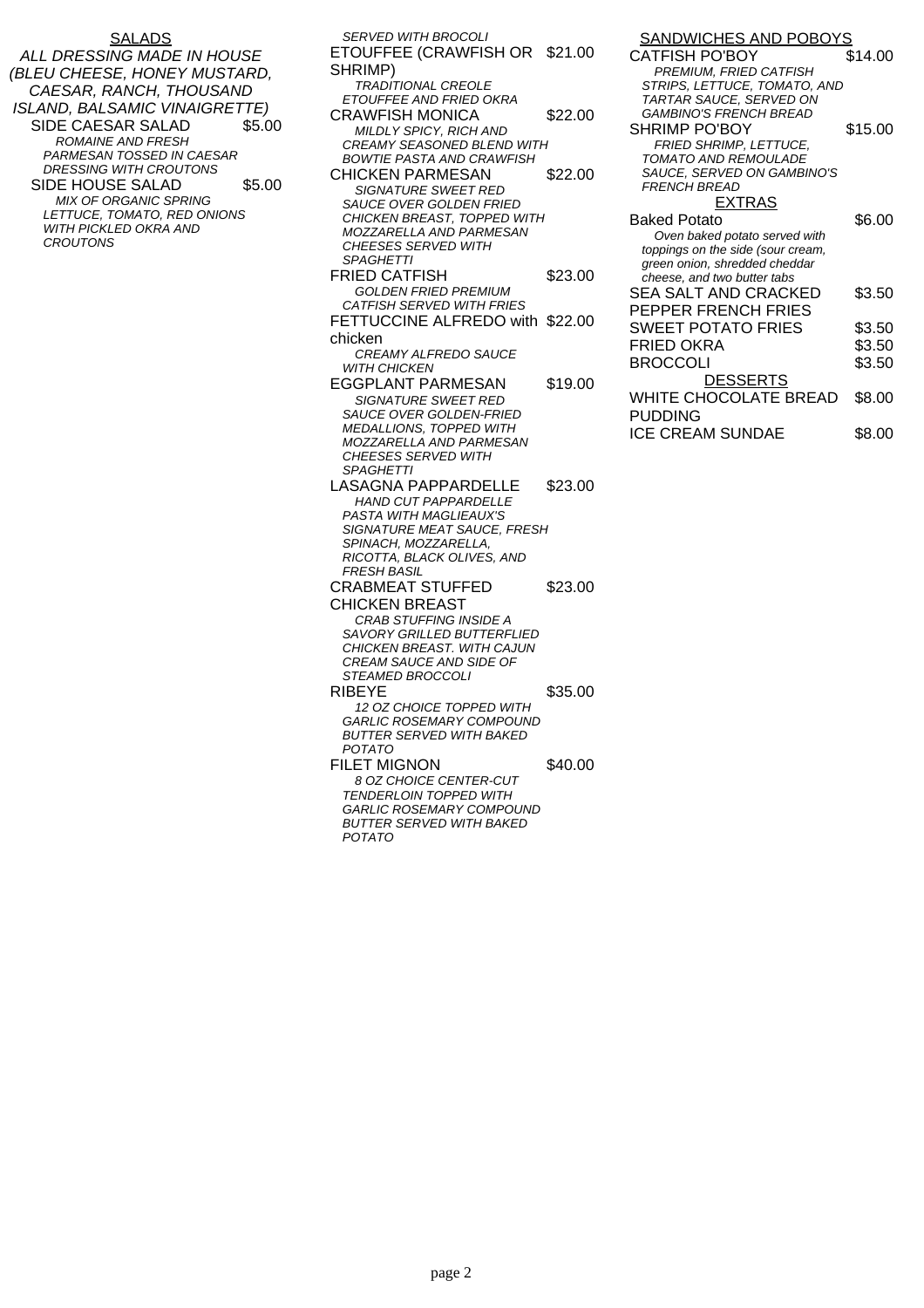## SALADS

*ALL DRESSING MADE IN HOUSE (BLEU CHEESE, HONEY MUSTARD, CAESAR, RANCH, THOUSAND ISLAND, BALSAMIC VINAIGRETTE)*

SIDE CAESAR SALAD $5.00
*ROMAINE AND FRESH PARMESAN TOSSED IN CAESAR DRESSING WITH CROUTONS*

SIDE HOUSE SALAD $5.00
*MIX OF ORGANIC SPRING LETTUCE, TOMATO, RED ONIONS WITH PICKLED OKRA AND CROUTONS*

*SERVED WITH BROCOLI*

ETOUFFEE (CRAWFISH OR SHRIMP) $21.00
*TRADITIONAL CREOLE ETOUFFEE AND FRIED OKRA*

CRAWFISH MONICA $22.00
*MILDLY SPICY, RICH AND CREAMY SEASONED BLEND WITH BOWTIE PASTA AND CRAWFISH*

CHICKEN PARMESAN $22.00
*SIGNATURE SWEET RED SAUCE OVER GOLDEN FRIED CHICKEN BREAST, TOPPED WITH MOZZARELLA AND PARMESAN CHEESES SERVED WITH SPAGHETTI*

FRIED CATFISH $23.00
*GOLDEN FRIED PREMIUM CATFISH SERVED WITH FRIES*

FETTUCCINE ALFREDO with chicken $22.00
*CREAMY ALFREDO SAUCE WITH CHICKEN*

EGGPLANT PARMESAN $19.00
*SIGNATURE SWEET RED SAUCE OVER GOLDEN-FRIED MEDALLIONS, TOPPED WITH MOZZARELLA AND PARMESAN CHEESES SERVED WITH SPAGHETTI*

LASAGNA PAPPARDELLE $23.00
*HAND CUT PAPPARDELLE PASTA WITH MAGLIEAUX'S SIGNATURE MEAT SAUCE, FRESH SPINACH, MOZZARELLA, RICOTTA, BLACK OLIVES, AND FRESH BASIL*

CRABMEAT STUFFED CHICKEN BREAST $23.00
*CRAB STUFFING INSIDE A SAVORY GRILLED BUTTERFLIED CHICKEN BREAST. WITH CAJUN CREAM SAUCE AND SIDE OF STEAMED BROCCOLI*

RIBEYE $35.00
*12 OZ CHOICE TOPPED WITH GARLIC ROSEMARY COMPOUND BUTTER SERVED WITH BAKED POTATO*

FILET MIGNON $40.00
*8 OZ CHOICE CENTER-CUT TENDERLOIN TOPPED WITH GARLIC ROSEMARY COMPOUND BUTTER SERVED WITH BAKED POTATO*

## SANDWICHES AND POBOYS

CATFISH PO'BOY $14.00
*PREMIUM, FRIED CATFISH STRIPS, LETTUCE, TOMATO, AND TARTAR SAUCE, SERVED ON GAMBINO'S FRENCH BREAD*

SHRIMP PO'BOY $15.00
*FRIED SHRIMP, LETTUCE, TOMATO AND REMOULADE SAUCE, SERVED ON GAMBINO'S FRENCH BREAD*

## EXTRAS

Baked Potato $6.00
*Oven baked potato served with toppings on the side (sour cream, green onion, shredded cheddar cheese, and two butter tabs*

SEA SALT AND CRACKED PEPPER FRENCH FRIES $3.50

SWEET POTATO FRIES $3.50

FRIED OKRA $3.50

BROCCOLI $3.50

## DESSERTS

WHITE CHOCOLATE BREAD PUDDING $8.00

ICE CREAM SUNDAE $8.00